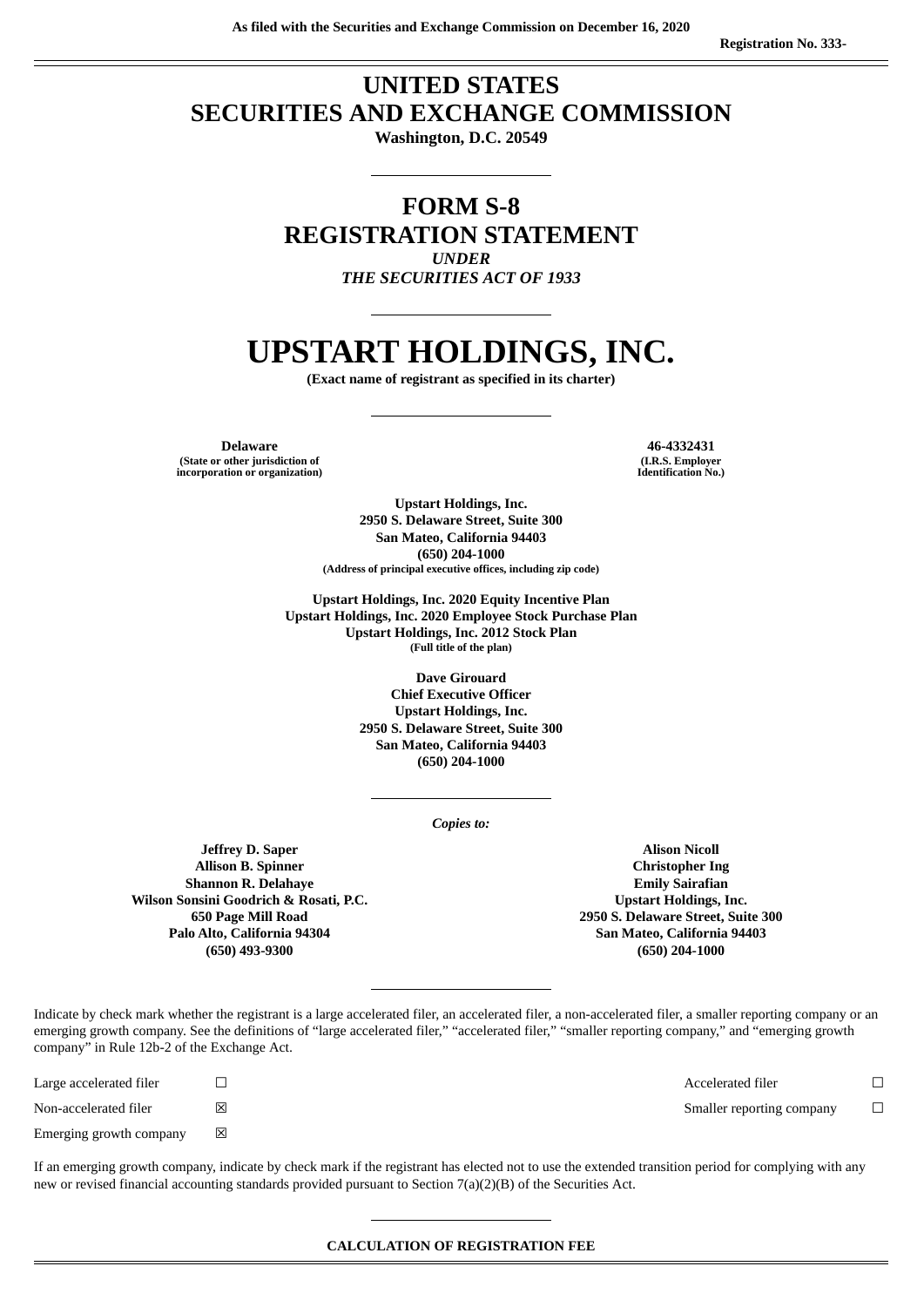As filed with the Securities and Exchange Commission on December 16, 2020

Registration No. 333-

# UNITED STATES
# SECURITIES AND EXCHANGE COMMISSION

**Washington, D.C. 20549**

## FORM S-8
## REGISTRATION STATEMENT

*UNDER*
*THE SECURITIES ACT OF 1933*

# UPSTART HOLDINGS, INC.

**(Exact name of registrant as specified in its charter)**

| | |
|---|---|
| **Delaware** | **46-4332431** |
| (State or other jurisdiction of incorporation or organization) | (I.R.S. Employer Identification No.) |

**Upstart Holdings, Inc.**
**2950 S. Delaware Street, Suite 300**
**San Mateo, California 94403**
**(650) 204-1000**
(Address of principal executive offices, including zip code)

**Upstart Holdings, Inc. 2020 Equity Incentive Plan**
**Upstart Holdings, Inc. 2020 Employee Stock Purchase Plan**
**Upstart Holdings, Inc. 2012 Stock Plan**
(Full title of the plan)

**Dave Girouard**
**Chief Executive Officer**
**Upstart Holdings, Inc.**
**2950 S. Delaware Street, Suite 300**
**San Mateo, California 94403**
**(650) 204-1000**

*Copies to:*

| | |
|---|---|
| **Jeffrey D. Saper** | **Alison Nicoll** |
| **Allison B. Spinner** | **Christopher Ing** |
| **Shannon R. Delahaye** | **Emily Sairafian** |
| **Wilson Sonsini Goodrich & Rosati, P.C.** | **Upstart Holdings, Inc.** |
| **650 Page Mill Road** | **2950 S. Delaware Street, Suite 300** |
| **Palo Alto, California 94304** | **San Mateo, California 94403** |
| **(650) 493-9300** | **(650) 204-1000** |

Indicate by check mark whether the registrant is a large accelerated filer, an accelerated filer, a non-accelerated filer, a smaller reporting company or an emerging growth company. See the definitions of "large accelerated filer," "accelerated filer," "smaller reporting company," and "emerging growth company" in Rule 12b-2 of the Exchange Act.

| | | | |
|---|---|---|---|
| Large accelerated filer | ☐ | Accelerated filer | ☐ |
| Non-accelerated filer | ☒ | Smaller reporting company | ☐ |
| Emerging growth company | ☒ | | |

If an emerging growth company, indicate by check mark if the registrant has elected not to use the extended transition period for complying with any new or revised financial accounting standards provided pursuant to Section 7(a)(2)(B) of the Securities Act.

**CALCULATION OF REGISTRATION FEE**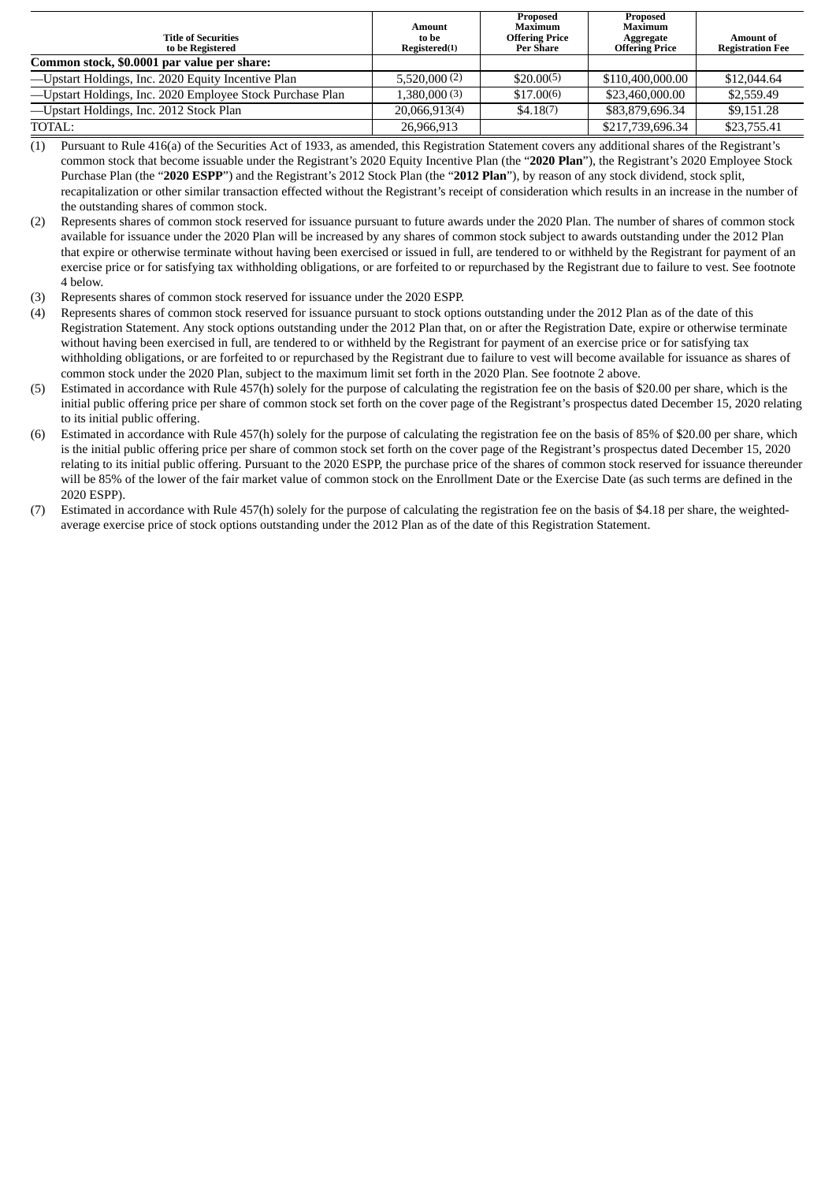| Title of Securities to be Registered | Amount to be Registered(1) | Proposed Maximum Offering Price Per Share | Proposed Maximum Aggregate Offering Price | Amount of Registration Fee |
|---|---|---|---|---|
| **Common stock, $0.0001 par value per share:** | | | | |
| —Upstart Holdings, Inc. 2020 Equity Incentive Plan | 5,520,000 (2) | $20.00(5) | $110,400,000.00 | $12,044.64 |
| —Upstart Holdings, Inc. 2020 Employee Stock Purchase Plan | 1,380,000 (3) | $17.00(6) | $23,460,000.00 | $2,559.49 |
| —Upstart Holdings, Inc. 2012 Stock Plan | 20,066,913(4) | $4.18(7) | $83,879,696.34 | $9,151.28 |
| TOTAL: | 26,966,913 | | $217,739,696.34 | $23,755.41 |

(1) Pursuant to Rule 416(a) of the Securities Act of 1933, as amended, this Registration Statement covers any additional shares of the Registrant's common stock that become issuable under the Registrant's 2020 Equity Incentive Plan (the "**2020 Plan**"), the Registrant's 2020 Employee Stock Purchase Plan (the "**2020 ESPP**") and the Registrant's 2012 Stock Plan (the "**2012 Plan**"), by reason of any stock dividend, stock split, recapitalization or other similar transaction effected without the Registrant's receipt of consideration which results in an increase in the number of the outstanding shares of common stock.

(2) Represents shares of common stock reserved for issuance pursuant to future awards under the 2020 Plan. The number of shares of common stock available for issuance under the 2020 Plan will be increased by any shares of common stock subject to awards outstanding under the 2012 Plan that expire or otherwise terminate without having been exercised or issued in full, are tendered to or withheld by the Registrant for payment of an exercise price or for satisfying tax withholding obligations, or are forfeited to or repurchased by the Registrant due to failure to vest. See footnote 4 below.

(3) Represents shares of common stock reserved for issuance under the 2020 ESPP.

(4) Represents shares of common stock reserved for issuance pursuant to stock options outstanding under the 2012 Plan as of the date of this Registration Statement. Any stock options outstanding under the 2012 Plan that, on or after the Registration Date, expire or otherwise terminate without having been exercised in full, are tendered to or withheld by the Registrant for payment of an exercise price or for satisfying tax withholding obligations, or are forfeited to or repurchased by the Registrant due to failure to vest will become available for issuance as shares of common stock under the 2020 Plan, subject to the maximum limit set forth in the 2020 Plan. See footnote 2 above.

(5) Estimated in accordance with Rule 457(h) solely for the purpose of calculating the registration fee on the basis of $20.00 per share, which is the initial public offering price per share of common stock set forth on the cover page of the Registrant's prospectus dated December 15, 2020 relating to its initial public offering.

(6) Estimated in accordance with Rule 457(h) solely for the purpose of calculating the registration fee on the basis of 85% of $20.00 per share, which is the initial public offering price per share of common stock set forth on the cover page of the Registrant's prospectus dated December 15, 2020 relating to its initial public offering. Pursuant to the 2020 ESPP, the purchase price of the shares of common stock reserved for issuance thereunder will be 85% of the lower of the fair market value of common stock on the Enrollment Date or the Exercise Date (as such terms are defined in the 2020 ESPP).

(7) Estimated in accordance with Rule 457(h) solely for the purpose of calculating the registration fee on the basis of $4.18 per share, the weighted-average exercise price of stock options outstanding under the 2012 Plan as of the date of this Registration Statement.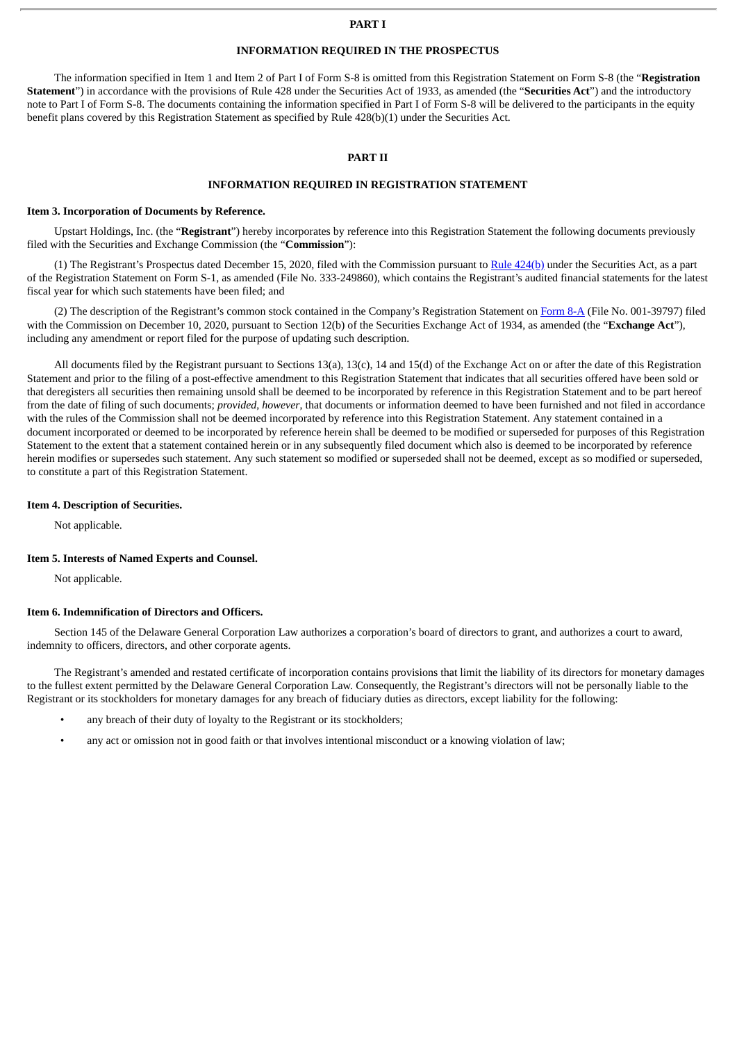# PART I

## INFORMATION REQUIRED IN THE PROSPECTUS

The information specified in Item 1 and Item 2 of Part I of Form S-8 is omitted from this Registration Statement on Form S-8 (the "**Registration Statement**") in accordance with the provisions of Rule 428 under the Securities Act of 1933, as amended (the "**Securities Act**") and the introductory note to Part I of Form S-8. The documents containing the information specified in Part I of Form S-8 will be delivered to the participants in the equity benefit plans covered by this Registration Statement as specified by Rule 428(b)(1) under the Securities Act.

# PART II

## INFORMATION REQUIRED IN REGISTRATION STATEMENT

### Item 3. Incorporation of Documents by Reference.

Upstart Holdings, Inc. (the "**Registrant**") hereby incorporates by reference into this Registration Statement the following documents previously filed with the Securities and Exchange Commission (the "**Commission**"):

(1) The Registrant's Prospectus dated December 15, 2020, filed with the Commission pursuant to Rule 424(b) under the Securities Act, as a part of the Registration Statement on Form S-1, as amended (File No. 333-249860), which contains the Registrant's audited financial statements for the latest fiscal year for which such statements have been filed; and

(2) The description of the Registrant's common stock contained in the Company's Registration Statement on Form 8-A (File No. 001-39797) filed with the Commission on December 10, 2020, pursuant to Section 12(b) of the Securities Exchange Act of 1934, as amended (the "**Exchange Act**"), including any amendment or report filed for the purpose of updating such description.

All documents filed by the Registrant pursuant to Sections 13(a), 13(c), 14 and 15(d) of the Exchange Act on or after the date of this Registration Statement and prior to the filing of a post-effective amendment to this Registration Statement that indicates that all securities offered have been sold or that deregisters all securities then remaining unsold shall be deemed to be incorporated by reference in this Registration Statement and to be part hereof from the date of filing of such documents; *provided*, *however*, that documents or information deemed to have been furnished and not filed in accordance with the rules of the Commission shall not be deemed incorporated by reference into this Registration Statement. Any statement contained in a document incorporated or deemed to be incorporated by reference herein shall be deemed to be modified or superseded for purposes of this Registration Statement to the extent that a statement contained herein or in any subsequently filed document which also is deemed to be incorporated by reference herein modifies or supersedes such statement. Any such statement so modified or superseded shall not be deemed, except as so modified or superseded, to constitute a part of this Registration Statement.

### Item 4. Description of Securities.

Not applicable.

### Item 5. Interests of Named Experts and Counsel.

Not applicable.

### Item 6. Indemnification of Directors and Officers.

Section 145 of the Delaware General Corporation Law authorizes a corporation's board of directors to grant, and authorizes a court to award, indemnity to officers, directors, and other corporate agents.

The Registrant's amended and restated certificate of incorporation contains provisions that limit the liability of its directors for monetary damages to the fullest extent permitted by the Delaware General Corporation Law. Consequently, the Registrant's directors will not be personally liable to the Registrant or its stockholders for monetary damages for any breach of fiduciary duties as directors, except liability for the following:

- any breach of their duty of loyalty to the Registrant or its stockholders;
- any act or omission not in good faith or that involves intentional misconduct or a knowing violation of law;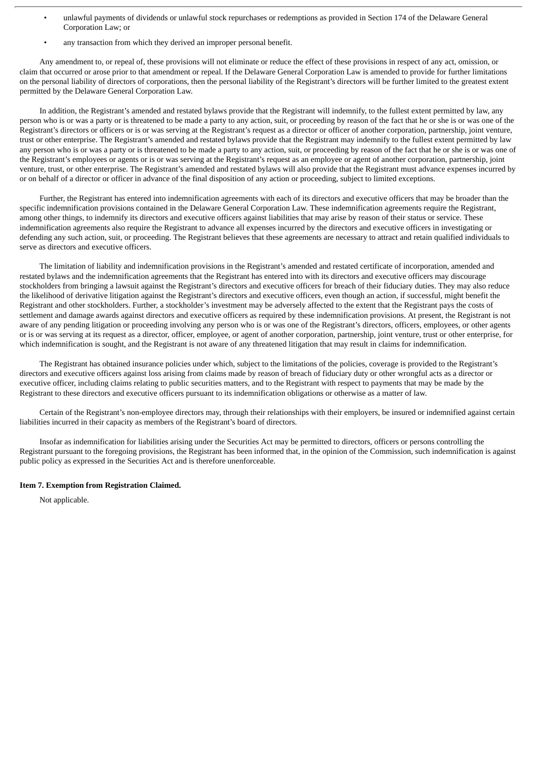- unlawful payments of dividends or unlawful stock repurchases or redemptions as provided in Section 174 of the Delaware General Corporation Law; or
- any transaction from which they derived an improper personal benefit.

Any amendment to, or repeal of, these provisions will not eliminate or reduce the effect of these provisions in respect of any act, omission, or claim that occurred or arose prior to that amendment or repeal. If the Delaware General Corporation Law is amended to provide for further limitations on the personal liability of directors of corporations, then the personal liability of the Registrant's directors will be further limited to the greatest extent permitted by the Delaware General Corporation Law.

In addition, the Registrant's amended and restated bylaws provide that the Registrant will indemnify, to the fullest extent permitted by law, any person who is or was a party or is threatened to be made a party to any action, suit, or proceeding by reason of the fact that he or she is or was one of the Registrant's directors or officers or is or was serving at the Registrant's request as a director or officer of another corporation, partnership, joint venture, trust or other enterprise. The Registrant's amended and restated bylaws provide that the Registrant may indemnify to the fullest extent permitted by law any person who is or was a party or is threatened to be made a party to any action, suit, or proceeding by reason of the fact that he or she is or was one of the Registrant's employees or agents or is or was serving at the Registrant's request as an employee or agent of another corporation, partnership, joint venture, trust, or other enterprise. The Registrant's amended and restated bylaws will also provide that the Registrant must advance expenses incurred by or on behalf of a director or officer in advance of the final disposition of any action or proceeding, subject to limited exceptions.

Further, the Registrant has entered into indemnification agreements with each of its directors and executive officers that may be broader than the specific indemnification provisions contained in the Delaware General Corporation Law. These indemnification agreements require the Registrant, among other things, to indemnify its directors and executive officers against liabilities that may arise by reason of their status or service. These indemnification agreements also require the Registrant to advance all expenses incurred by the directors and executive officers in investigating or defending any such action, suit, or proceeding. The Registrant believes that these agreements are necessary to attract and retain qualified individuals to serve as directors and executive officers.

The limitation of liability and indemnification provisions in the Registrant's amended and restated certificate of incorporation, amended and restated bylaws and the indemnification agreements that the Registrant has entered into with its directors and executive officers may discourage stockholders from bringing a lawsuit against the Registrant's directors and executive officers for breach of their fiduciary duties. They may also reduce the likelihood of derivative litigation against the Registrant's directors and executive officers, even though an action, if successful, might benefit the Registrant and other stockholders. Further, a stockholder's investment may be adversely affected to the extent that the Registrant pays the costs of settlement and damage awards against directors and executive officers as required by these indemnification provisions. At present, the Registrant is not aware of any pending litigation or proceeding involving any person who is or was one of the Registrant's directors, officers, employees, or other agents or is or was serving at its request as a director, officer, employee, or agent of another corporation, partnership, joint venture, trust or other enterprise, for which indemnification is sought, and the Registrant is not aware of any threatened litigation that may result in claims for indemnification.

The Registrant has obtained insurance policies under which, subject to the limitations of the policies, coverage is provided to the Registrant's directors and executive officers against loss arising from claims made by reason of breach of fiduciary duty or other wrongful acts as a director or executive officer, including claims relating to public securities matters, and to the Registrant with respect to payments that may be made by the Registrant to these directors and executive officers pursuant to its indemnification obligations or otherwise as a matter of law.

Certain of the Registrant's non-employee directors may, through their relationships with their employers, be insured or indemnified against certain liabilities incurred in their capacity as members of the Registrant's board of directors.

Insofar as indemnification for liabilities arising under the Securities Act may be permitted to directors, officers or persons controlling the Registrant pursuant to the foregoing provisions, the Registrant has been informed that, in the opinion of the Commission, such indemnification is against public policy as expressed in the Securities Act and is therefore unenforceable.

**Item 7. Exemption from Registration Claimed.**

Not applicable.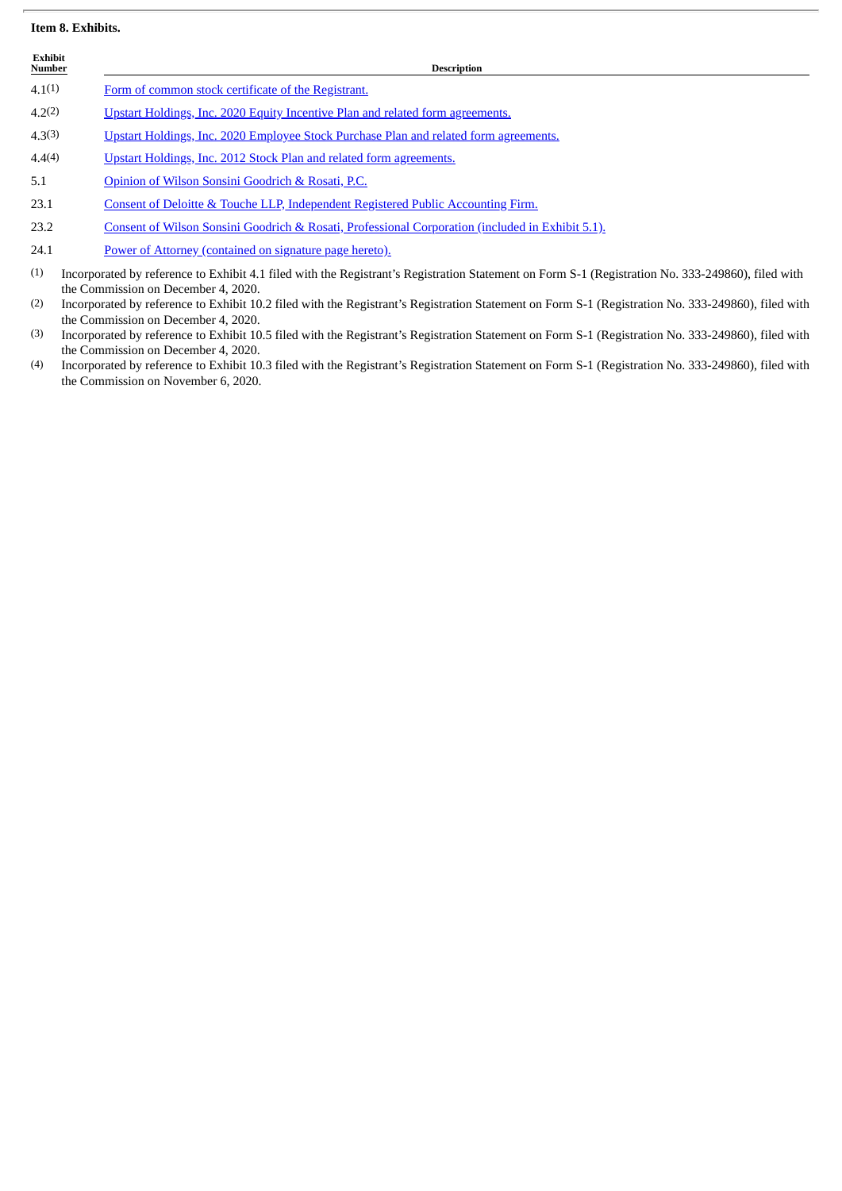**Item 8. Exhibits.**

| Exhibit Number | Description |
|---|---|
| 4.1[(1)] | Form of common stock certificate of the Registrant. |
| 4.2[(2)] | Upstart Holdings, Inc. 2020 Equity Incentive Plan and related form agreements. |
| 4.3[(3)] | Upstart Holdings, Inc. 2020 Employee Stock Purchase Plan and related form agreements. |
| 4.4[(4)] | Upstart Holdings, Inc. 2012 Stock Plan and related form agreements. |
| 5.1 | Opinion of Wilson Sonsini Goodrich & Rosati, P.C. |
| 23.1 | Consent of Deloitte & Touche LLP, Independent Registered Public Accounting Firm. |
| 23.2 | Consent of Wilson Sonsini Goodrich & Rosati, Professional Corporation (included in Exhibit 5.1). |
| 24.1 | Power of Attorney (contained on signature page hereto). |

(1) Incorporated by reference to Exhibit 4.1 filed with the Registrant's Registration Statement on Form S-1 (Registration No. 333-249860), filed with the Commission on December 4, 2020.

(2) Incorporated by reference to Exhibit 10.2 filed with the Registrant's Registration Statement on Form S-1 (Registration No. 333-249860), filed with the Commission on December 4, 2020.

(3) Incorporated by reference to Exhibit 10.5 filed with the Registrant's Registration Statement on Form S-1 (Registration No. 333-249860), filed with the Commission on December 4, 2020.

(4) Incorporated by reference to Exhibit 10.3 filed with the Registrant's Registration Statement on Form S-1 (Registration No. 333-249860), filed with the Commission on November 6, 2020.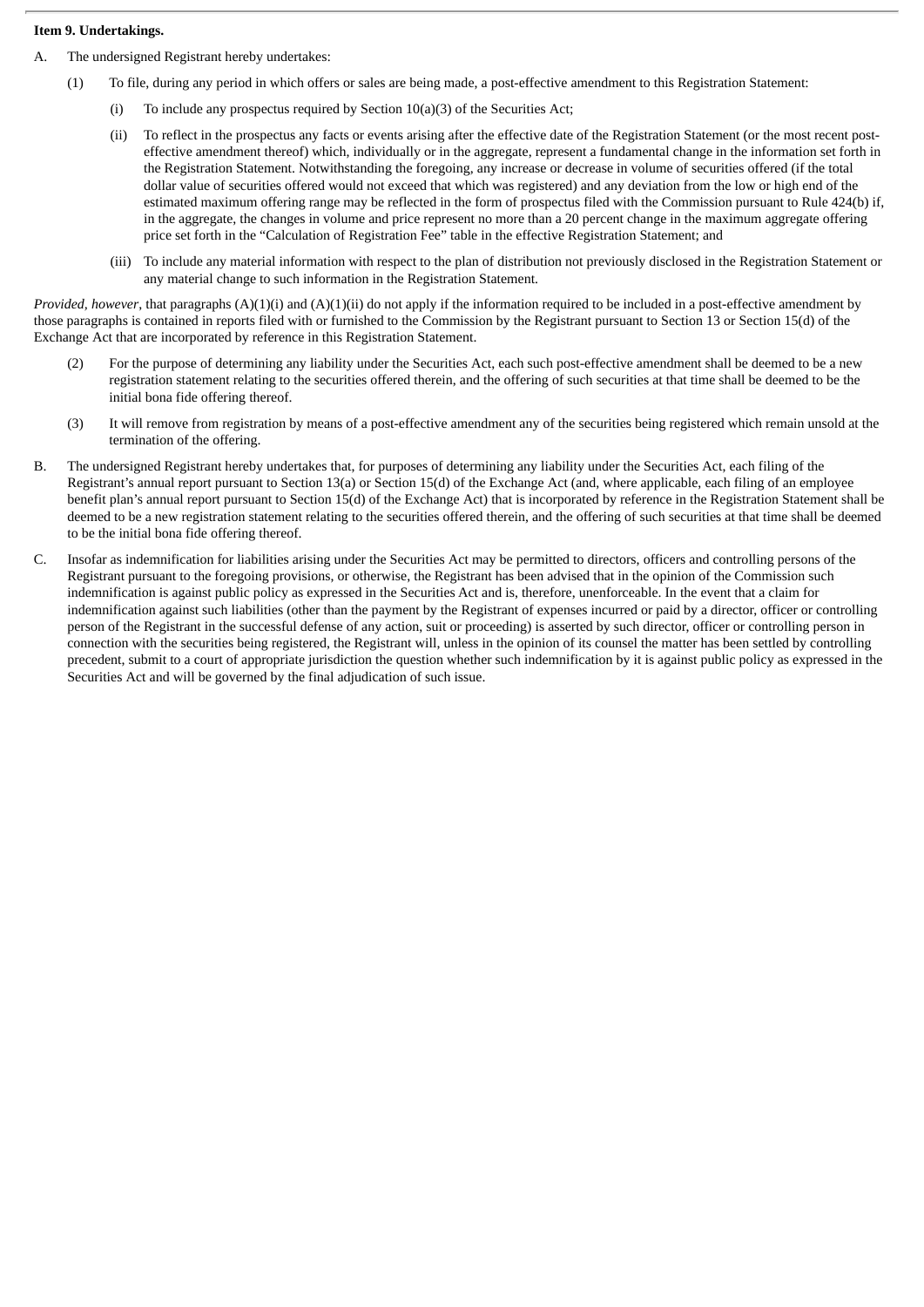**Item 9. Undertakings.**

A. The undersigned Registrant hereby undertakes:

(1) To file, during any period in which offers or sales are being made, a post-effective amendment to this Registration Statement:

(i) To include any prospectus required by Section 10(a)(3) of the Securities Act;

(ii) To reflect in the prospectus any facts or events arising after the effective date of the Registration Statement (or the most recent post-effective amendment thereof) which, individually or in the aggregate, represent a fundamental change in the information set forth in the Registration Statement. Notwithstanding the foregoing, any increase or decrease in volume of securities offered (if the total dollar value of securities offered would not exceed that which was registered) and any deviation from the low or high end of the estimated maximum offering range may be reflected in the form of prospectus filed with the Commission pursuant to Rule 424(b) if, in the aggregate, the changes in volume and price represent no more than a 20 percent change in the maximum aggregate offering price set forth in the "Calculation of Registration Fee" table in the effective Registration Statement; and

(iii) To include any material information with respect to the plan of distribution not previously disclosed in the Registration Statement or any material change to such information in the Registration Statement.

*Provided, however*, that paragraphs (A)(1)(i) and (A)(1)(ii) do not apply if the information required to be included in a post-effective amendment by those paragraphs is contained in reports filed with or furnished to the Commission by the Registrant pursuant to Section 13 or Section 15(d) of the Exchange Act that are incorporated by reference in this Registration Statement.

(2) For the purpose of determining any liability under the Securities Act, each such post-effective amendment shall be deemed to be a new registration statement relating to the securities offered therein, and the offering of such securities at that time shall be deemed to be the initial bona fide offering thereof.

(3) It will remove from registration by means of a post-effective amendment any of the securities being registered which remain unsold at the termination of the offering.

B. The undersigned Registrant hereby undertakes that, for purposes of determining any liability under the Securities Act, each filing of the Registrant's annual report pursuant to Section 13(a) or Section 15(d) of the Exchange Act (and, where applicable, each filing of an employee benefit plan's annual report pursuant to Section 15(d) of the Exchange Act) that is incorporated by reference in the Registration Statement shall be deemed to be a new registration statement relating to the securities offered therein, and the offering of such securities at that time shall be deemed to be the initial bona fide offering thereof.

C. Insofar as indemnification for liabilities arising under the Securities Act may be permitted to directors, officers and controlling persons of the Registrant pursuant to the foregoing provisions, or otherwise, the Registrant has been advised that in the opinion of the Commission such indemnification is against public policy as expressed in the Securities Act and is, therefore, unenforceable. In the event that a claim for indemnification against such liabilities (other than the payment by the Registrant of expenses incurred or paid by a director, officer or controlling person of the Registrant in the successful defense of any action, suit or proceeding) is asserted by such director, officer or controlling person in connection with the securities being registered, the Registrant will, unless in the opinion of its counsel the matter has been settled by controlling precedent, submit to a court of appropriate jurisdiction the question whether such indemnification by it is against public policy as expressed in the Securities Act and will be governed by the final adjudication of such issue.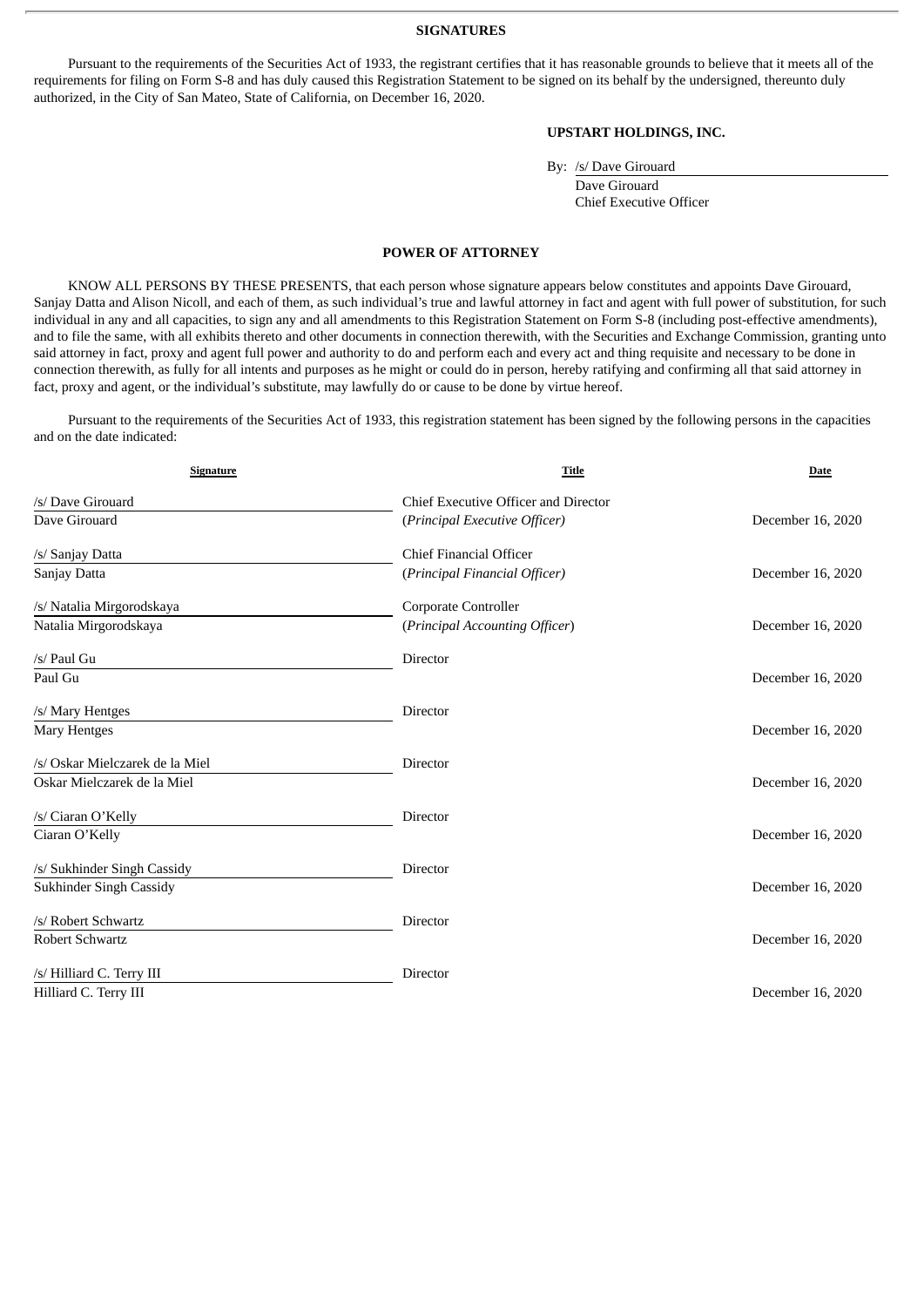## SIGNATURES

Pursuant to the requirements of the Securities Act of 1933, the registrant certifies that it has reasonable grounds to believe that it meets all of the requirements for filing on Form S-8 and has duly caused this Registration Statement to be signed on its behalf by the undersigned, thereunto duly authorized, in the City of San Mateo, State of California, on December 16, 2020.

**UPSTART HOLDINGS, INC.**

By: /s/ Dave Girouard
Dave Girouard
Chief Executive Officer

## POWER OF ATTORNEY

KNOW ALL PERSONS BY THESE PRESENTS, that each person whose signature appears below constitutes and appoints Dave Girouard, Sanjay Datta and Alison Nicoll, and each of them, as such individual's true and lawful attorney in fact and agent with full power of substitution, for such individual in any and all capacities, to sign any and all amendments to this Registration Statement on Form S-8 (including post-effective amendments), and to file the same, with all exhibits thereto and other documents in connection therewith, with the Securities and Exchange Commission, granting unto said attorney in fact, proxy and agent full power and authority to do and perform each and every act and thing requisite and necessary to be done in connection therewith, as fully for all intents and purposes as he might or could do in person, hereby ratifying and confirming all that said attorney in fact, proxy and agent, or the individual's substitute, may lawfully do or cause to be done by virtue hereof.

Pursuant to the requirements of the Securities Act of 1933, this registration statement has been signed by the following persons in the capacities and on the date indicated:

| Signature | Title | Date |
|---|---|---|
| /s/ Dave Girouard<br>Dave Girouard | Chief Executive Officer and Director<br>(*Principal Executive Officer*) | December 16, 2020 |
| /s/ Sanjay Datta<br>Sanjay Datta | Chief Financial Officer<br>(*Principal Financial Officer*) | December 16, 2020 |
| /s/ Natalia Mirgorodskaya<br>Natalia Mirgorodskaya | Corporate Controller<br>(*Principal Accounting Officer*) | December 16, 2020 |
| /s/ Paul Gu<br>Paul Gu | Director | December 16, 2020 |
| /s/ Mary Hentges<br>Mary Hentges | Director | December 16, 2020 |
| /s/ Oskar Mielczarek de la Miel<br>Oskar Mielczarek de la Miel | Director | December 16, 2020 |
| /s/ Ciaran O'Kelly<br>Ciaran O'Kelly | Director | December 16, 2020 |
| /s/ Sukhinder Singh Cassidy<br>Sukhinder Singh Cassidy | Director | December 16, 2020 |
| /s/ Robert Schwartz<br>Robert Schwartz | Director | December 16, 2020 |
| /s/ Hilliard C. Terry III<br>Hilliard C. Terry III | Director | December 16, 2020 |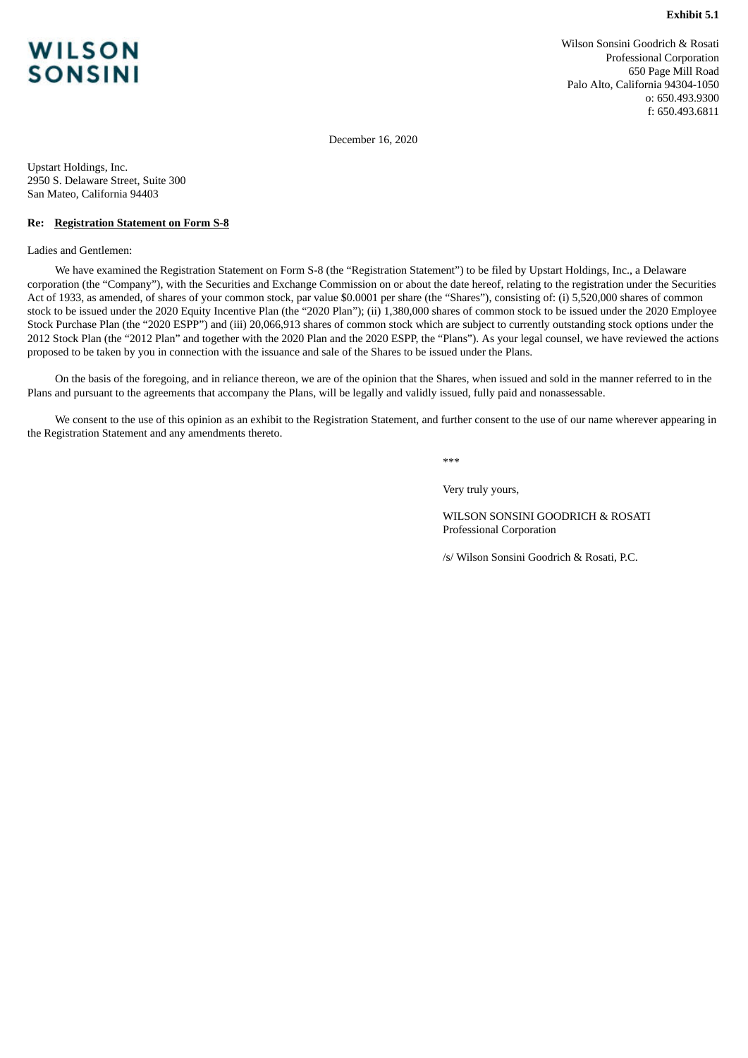**Exhibit 5.1**

**WILSON SONSINI**

Wilson Sonsini Goodrich & Rosati
Professional Corporation
650 Page Mill Road
Palo Alto, California 94304-1050
o: 650.493.9300
f: 650.493.6811

December 16, 2020

Upstart Holdings, Inc.
2950 S. Delaware Street, Suite 300
San Mateo, California 94403

**Re: Registration Statement on Form S-8**

Ladies and Gentlemen:

We have examined the Registration Statement on Form S-8 (the "Registration Statement") to be filed by Upstart Holdings, Inc., a Delaware corporation (the "Company"), with the Securities and Exchange Commission on or about the date hereof, relating to the registration under the Securities Act of 1933, as amended, of shares of your common stock, par value $0.0001 per share (the "Shares"), consisting of: (i) 5,520,000 shares of common stock to be issued under the 2020 Equity Incentive Plan (the "2020 Plan"); (ii) 1,380,000 shares of common stock to be issued under the 2020 Employee Stock Purchase Plan (the "2020 ESPP") and (iii) 20,066,913 shares of common stock which are subject to currently outstanding stock options under the 2012 Stock Plan (the "2012 Plan" and together with the 2020 Plan and the 2020 ESPP, the "Plans"). As your legal counsel, we have reviewed the actions proposed to be taken by you in connection with the issuance and sale of the Shares to be issued under the Plans.

On the basis of the foregoing, and in reliance thereon, we are of the opinion that the Shares, when issued and sold in the manner referred to in the Plans and pursuant to the agreements that accompany the Plans, will be legally and validly issued, fully paid and nonassessable.

We consent to the use of this opinion as an exhibit to the Registration Statement, and further consent to the use of our name wherever appearing in the Registration Statement and any amendments thereto.

***

Very truly yours,

WILSON SONSINI GOODRICH & ROSATI
Professional Corporation

/s/ Wilson Sonsini Goodrich & Rosati, P.C.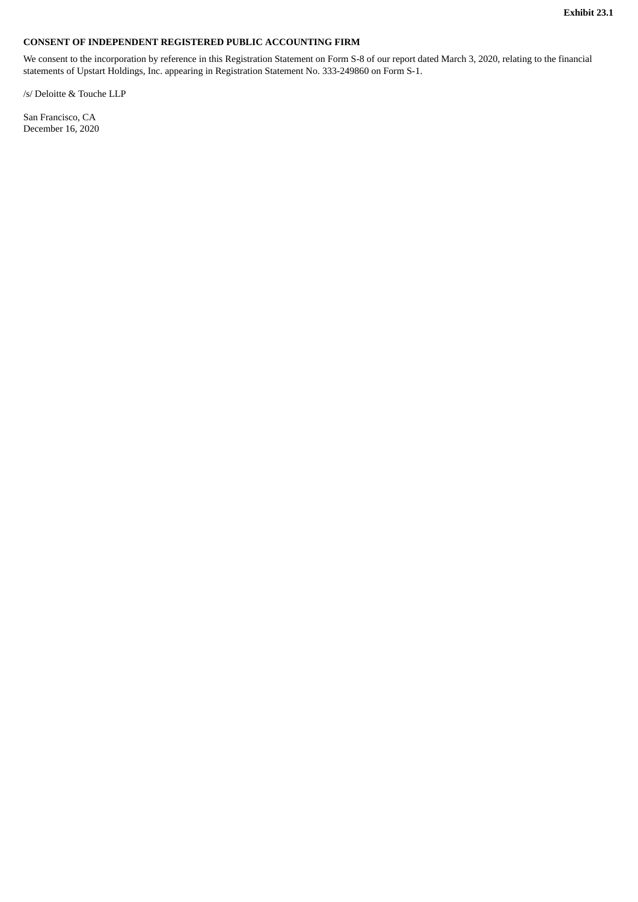**Exhibit 23.1**

**CONSENT OF INDEPENDENT REGISTERED PUBLIC ACCOUNTING FIRM**

We consent to the incorporation by reference in this Registration Statement on Form S-8 of our report dated March 3, 2020, relating to the financial statements of Upstart Holdings, Inc. appearing in Registration Statement No. 333-249860 on Form S-1.

/s/ Deloitte & Touche LLP

San Francisco, CA
December 16, 2020